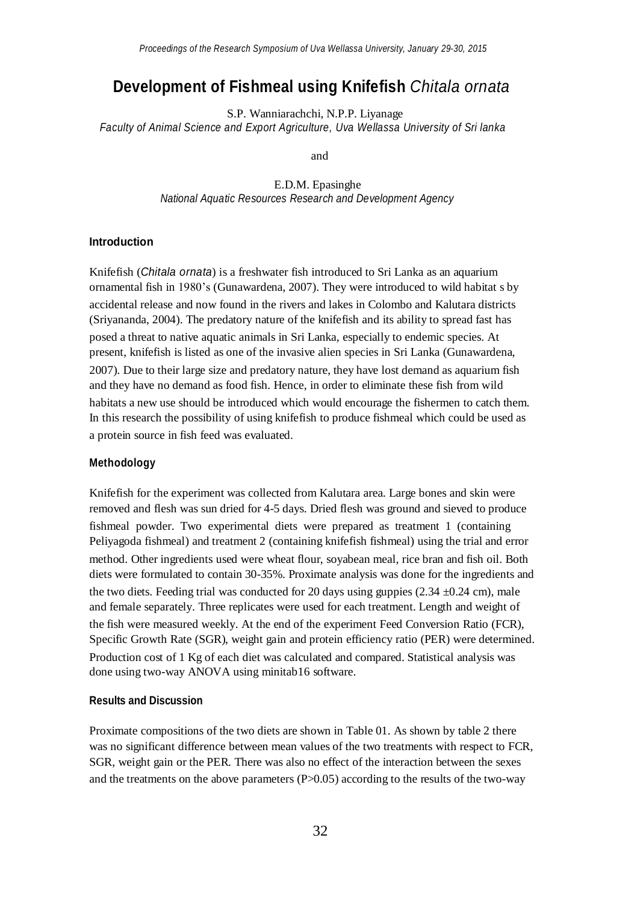# Development of Fishmeal using Knifefish *Chitala ornata*

S.P. Wanniarachchi, N.P.P. Liyanage
*Faculty of Animal Science and Export Agriculture, Uva Wellassa University of Sri lanka*

and

E.D.M. Epasinghe
*National Aquatic Resources Research and Development Agency*

## Introduction

Knifefish (*Chitala ornata*) is a freshwater fish introduced to Sri Lanka as an aquarium ornamental fish in 1980's (Gunawardena, 2007). They were introduced to wild habitat s by accidental release and now found in the rivers and lakes in Colombo and Kalutara districts (Sriyananda, 2004). The predatory nature of the knifefish and its ability to spread fast has posed a threat to native aquatic animals in Sri Lanka, especially to endemic species. At present, knifefish is listed as one of the invasive alien species in Sri Lanka (Gunawardena, 2007). Due to their large size and predatory nature, they have lost demand as aquarium fish and they have no demand as food fish. Hence, in order to eliminate these fish from wild habitats a new use should be introduced which would encourage the fishermen to catch them. In this research the possibility of using knifefish to produce fishmeal which could be used as a protein source in fish feed was evaluated.

## Methodology

Knifefish for the experiment was collected from Kalutara area. Large bones and skin were removed and flesh was sun dried for 4-5 days. Dried flesh was ground and sieved to produce fishmeal powder. Two experimental diets were prepared as treatment 1 (containing Peliyagoda fishmeal) and treatment 2 (containing knifefish fishmeal) using the trial and error method. Other ingredients used were wheat flour, soyabean meal, rice bran and fish oil. Both diets were formulated to contain 30-35%. Proximate analysis was done for the ingredients and the two diets. Feeding trial was conducted for 20 days using guppies (2.34 ±0.24 cm), male and female separately. Three replicates were used for each treatment. Length and weight of the fish were measured weekly. At the end of the experiment Feed Conversion Ratio (FCR), Specific Growth Rate (SGR), weight gain and protein efficiency ratio (PER) were determined. Production cost of 1 Kg of each diet was calculated and compared. Statistical analysis was done using two-way ANOVA using minitab16 software.

## Results and Discussion

Proximate compositions of the two diets are shown in Table 01. As shown by table 2 there was no significant difference between mean values of the two treatments with respect to FCR, SGR, weight gain or the PER. There was also no effect of the interaction between the sexes and the treatments on the above parameters ($P>0.05$) according to the results of the two-way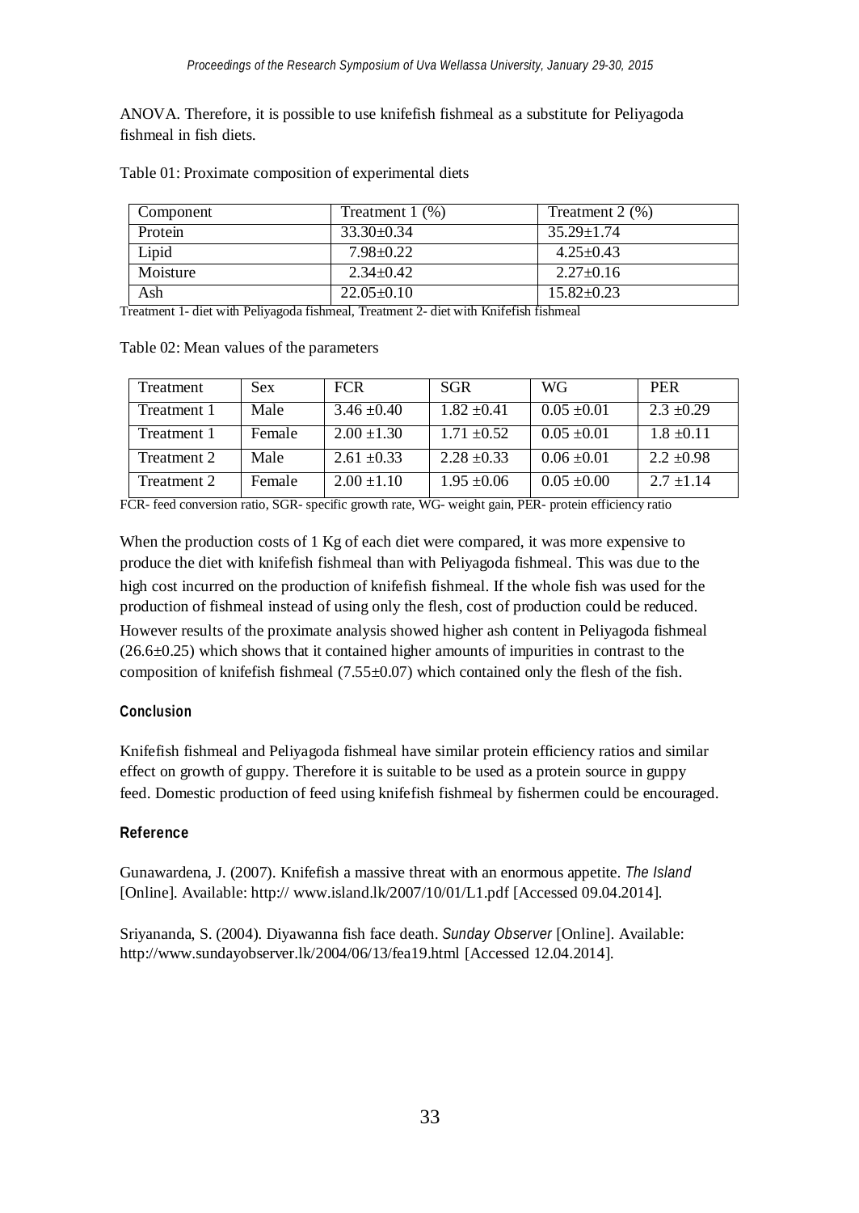ANOVA. Therefore, it is possible to use knifefish fishmeal as a substitute for Peliyagoda fishmeal in fish diets.

Table 01: Proximate composition of experimental diets

| Component | Treatment 1 (%) | Treatment 2 (%) |
|---|---|---|
| Protein | 33.30±0.34 | 35.29±1.74 |
| Lipid | 7.98±0.22 | 4.25±0.43 |
| Moisture | 2.34±0.42 | 2.27±0.16 |
| Ash | 22.05±0.10 | 15.82±0.23 |

Treatment 1- diet with Peliyagoda fishmeal, Treatment 2- diet with Knifefish fishmeal

Table 02: Mean values of the parameters

| Treatment | Sex | FCR | SGR | WG | PER |
|---|---|---|---|---|---|
| Treatment 1 | Male | 3.46 ±0.40 | 1.82 ±0.41 | 0.05 ±0.01 | 2.3 ±0.29 |
| Treatment 1 | Female | 2.00 ±1.30 | 1.71 ±0.52 | 0.05 ±0.01 | 1.8 ±0.11 |
| Treatment 2 | Male | 2.61 ±0.33 | 2.28 ±0.33 | 0.06 ±0.01 | 2.2 ±0.98 |
| Treatment 2 | Female | 2.00 ±1.10 | 1.95 ±0.06 | 0.05 ±0.00 | 2.7 ±1.14 |

FCR- feed conversion ratio, SGR- specific growth rate, WG- weight gain, PER- protein efficiency ratio

When the production costs of 1 Kg of each diet were compared, it was more expensive to produce the diet with knifefish fishmeal than with Peliyagoda fishmeal. This was due to the high cost incurred on the production of knifefish fishmeal. If the whole fish was used for the production of fishmeal instead of using only the flesh, cost of production could be reduced. However results of the proximate analysis showed higher ash content in Peliyagoda fishmeal (26.6±0.25) which shows that it contained higher amounts of impurities in contrast to the composition of knifefish fishmeal (7.55±0.07) which contained only the flesh of the fish.

## Conclusion

Knifefish fishmeal and Peliyagoda fishmeal have similar protein efficiency ratios and similar effect on growth of guppy. Therefore it is suitable to be used as a protein source in guppy feed. Domestic production of feed using knifefish fishmeal by fishermen could be encouraged.

## Reference

Gunawardena, J. (2007). Knifefish a massive threat with an enormous appetite. *The Island* [Online]. Available: http:// www.island.lk/2007/10/01/L1.pdf [Accessed 09.04.2014].

Sriyananda, S. (2004). Diyawanna fish face death. *Sunday Observer* [Online]. Available: http://www.sundayobserver.lk/2004/06/13/fea19.html [Accessed 12.04.2014].